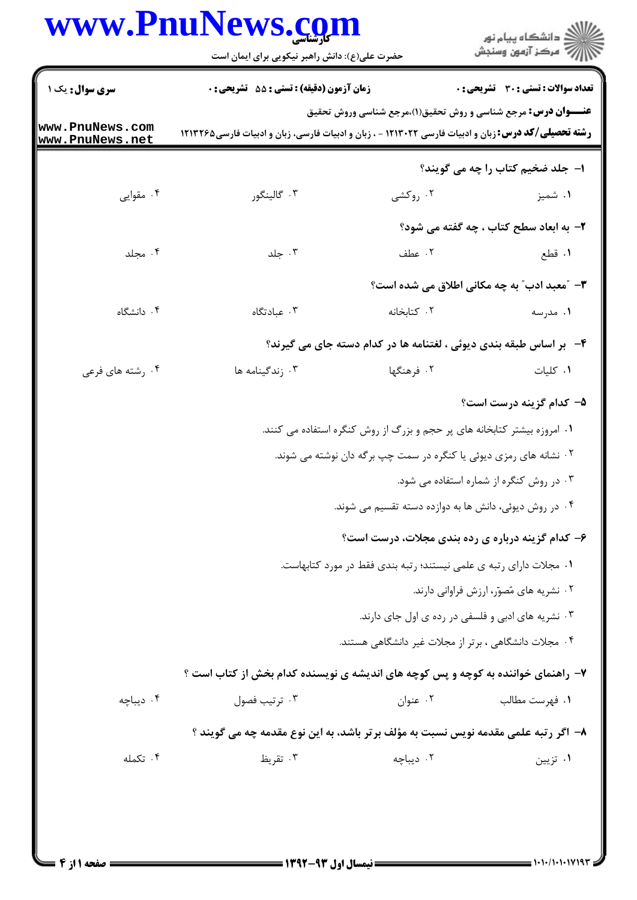**سری سؤال:** یک ۱

**زمان آزمون (دقیقه) : تستی : ۵۵ تشریحی : ۰**

**تعداد سوالات : تستی : ۳۰ تشریحی : ۰**

**عنـــوان درس:** مرجع شناسی و روش تحقیق(۱)،مرجع شناسی وروش تحقیق

**رشته تحصیلی/کد درس:** زبان و ادبیات فارسی ۱۲۱۳۰۲۲ - ، زبان و ادبیات فارسی، زبان و ادبیات فارسی۱۲۱۳۲۶۵

۱- جلد ضخیم کتاب را چه می گویند؟

۱. شمیز
۲. روکشی
۳. گالینگور
۴. مقوایی

۲- به ابعاد سطح کتاب ، چه گفته می شود؟

۱. قطع
۲. عطف
۳. جلد
۴. مجلد

۳- "معبد ادب" به چه مکانی اطلاق می شده است؟

۱. مدرسه
۲. کتابخانه
۳. عبادتگاه
۴. دانشگاه

۴- بر اساس طبقه بندی دیوئی ، لغتنامه ها در کدام دسته جای می گیرند؟

۱. کلیات
۲. فرهنگها
۳. زندگینامه ها
۴. رشته های فرعی

۵- کدام گزینه درست است؟

۱. امروزه بیشتر کتابخانه های پر حجم و بزرگ از روش کنگره استفاده می کنند.
۲. نشانه های رمزی دیوئی یا کنگره در سمت چپ برگه دان نوشته می شوند.
۳. در روش کنگره از شماره استفاده می شود.
۴. در روش دیوئی، دانش ها به دوازده دسته تقسیم می شوند.

۶- کدام گزینه درباره ی رده بندی مجلات، درست است؟

۱. مجلات دارای رتبه ی علمی نیستند؛ رتبه بندی فقط در مورد کتابهاست.
۲. نشریه های مُصوّر، ارزش فراوانی دارند.
۳. نشریه های ادبی و فلسفی در رده ی اول جای دارند.
۴. مجلات دانشگاهی ، برتر از مجلات غیر دانشگاهی هستند.

۷- راهنمای خواننده به کوچه و پس کوچه های اندیشه ی نویسنده کدام بخش از کتاب است ؟

۱. فهرست مطالب
۲. عنوان
۳. ترتیب فصول
۴. دیباچه

۸- اگر رتبه علمی مقدمه نویس نسبت به مؤلف برتر باشد، به این نوع مقدمه چه می گویند ؟

۱. تزیین
۲. دیباچه
۳. تقریظ
۴. تکمله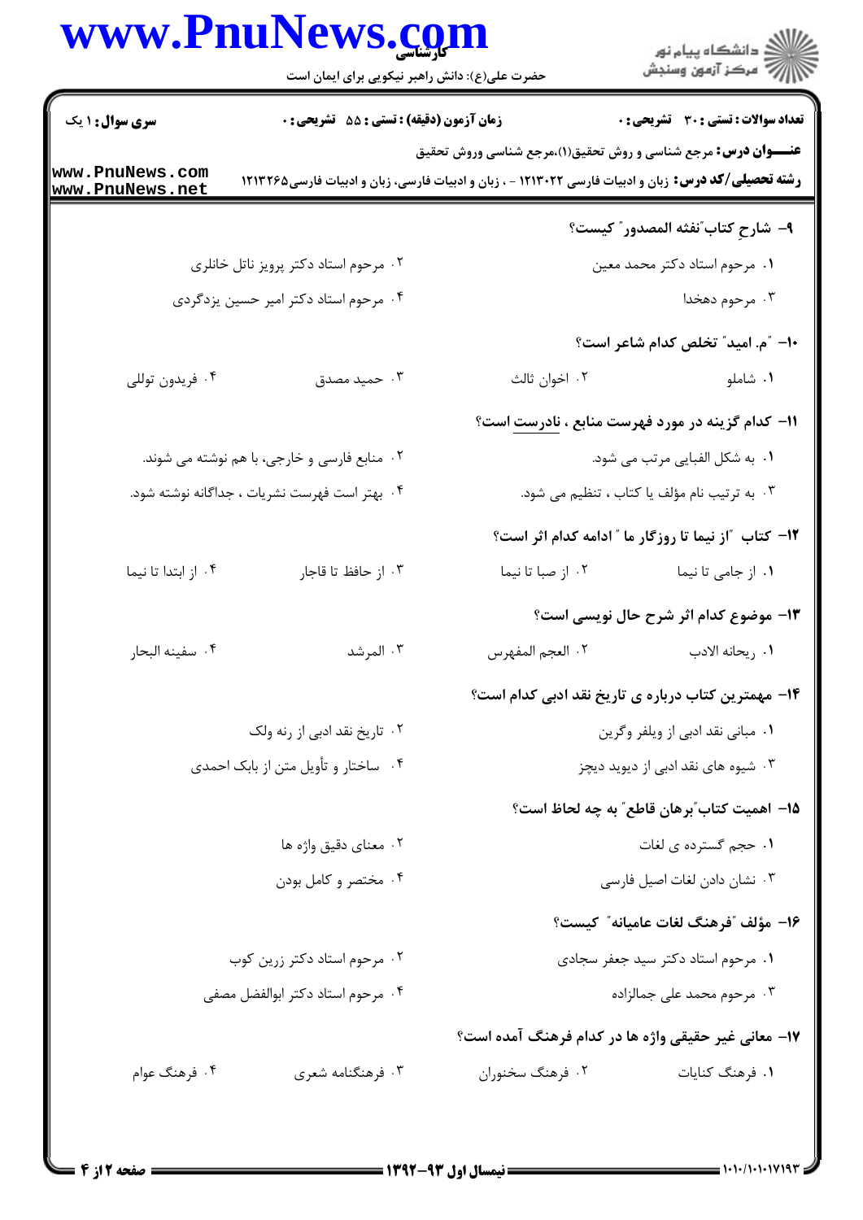سری سؤال: ۱ یک | زمان آزمون (دقیقه): تستی: ۵۵ تشریحی: ۰ | تعداد سوالات: تستی: ۳۰ تشریحی: ۰

**عنـــوان درس:** مرجع شناسی و روش تحقیق(۱)،مرجع شناسی وروش تحقیق

**رشته تحصیلی/کد درس:** زبان و ادبیات فارسی ۱۲۱۳۰۲۲ - ، زبان و ادبیات فارسی، زبان و ادبیات فارسی۱۲۱۳۲۶۵

**۹- شارحِ کتاب"نفثه المصدور" کیست؟**

۱. مرحوم استاد دکتر محمد معین

۲. مرحوم استاد دکتر پرویز ناتل خانلری

۳. مرحوم دهخدا

۴. مرحوم استاد دکتر امیر حسین یزدگردی

**۱۰- "م. امید" تخلص کدام شاعر است؟**

۱. شاملو

۲. اخوان ثالث

۳. حمید مصدق

۴. فریدون توللی

**۱۱- کدام گزینه در مورد فهرست منابع ، نادرست است؟**

۱. به شکل الفبایی مرتب می شود.

۲. منابع فارسی و خارجی، با هم نوشته می شوند.

۳. به ترتیب نام مؤلف یا کتاب ، تنظیم می شود.

۴. بهتر است فهرست نشریات ، جداگانه نوشته شود.

**۱۲- کتاب "از نیما تا روزگار ما " ادامه کدام اثر است؟**

۱. از جامی تا نیما

۲. از صبا تا نیما

۳. از حافظ تا قاجار

۴. از ابتدا تا نیما

**۱۳- موضوع کدام اثر شرح حال نویسی است؟**

۱. ریحانه الادب

۲. العجم المفهرس

۳. المرشد

۴. سفینه البحار

**۱۴- مهمترین کتاب درباره ی تاریخ نقد ادبی کدام است؟**

۱. مبانی نقد ادبی از ویلفر وگرین

۲. تاریخ نقد ادبی از رنه ولک

۳. شیوه های نقد ادبی از دیوید دیچز

۴. ساختار و تأویل متن از بابک احمدی

**۱۵- اهمیت کتاب"برهان قاطع" به چه لحاظ است؟**

۱. حجم گسترده ی لغات

۲. معنای دقیق واژه ها

۳. نشان دادن لغات اصیل فارسی

۴. مختصر و کامل بودن

**۱۶- مؤلف "فرهنگ لغات عامیانه" کیست؟**

۱. مرحوم استاد دکتر سید جعفر سجادی

۲. مرحوم استاد دکتر زرین کوب

۳. مرحوم محمد علی جمالزاده

۴. مرحوم استاد دکتر ابوالفضل مصفی

**۱۷- معانی غیر حقیقی واژه ها در کدام فرهنگ آمده است؟**

۱. فرهنگ کنایات

۲. فرهنگ سخنوران

۳. فرهنگنامه شعری

۴. فرهنگ عوام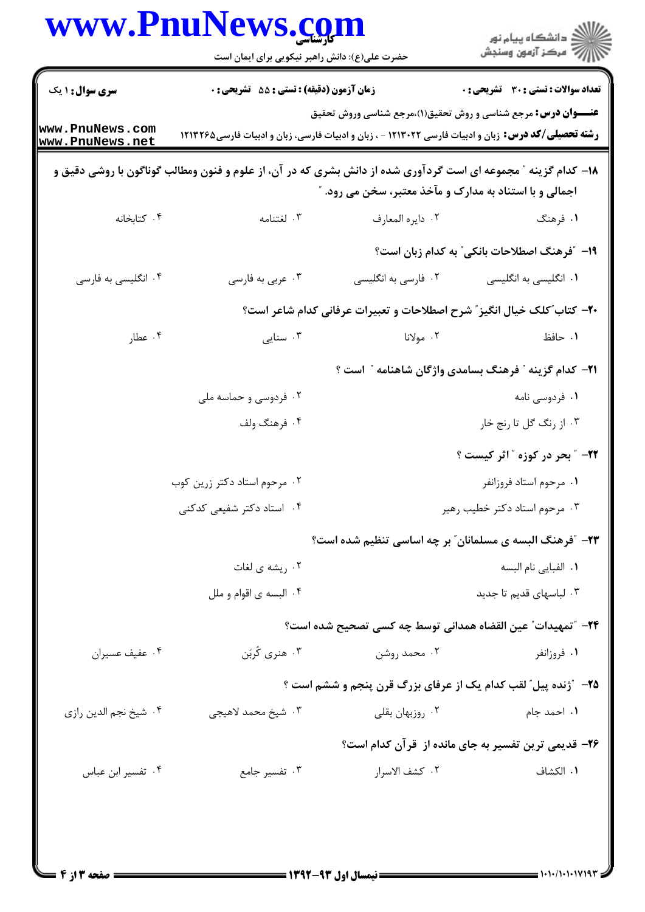۱۸- کدام گزینه " مجموعه ای است گردآوری شده از دانش بشری که در آن، از علوم و فنون ومطالب گوناگون با روشی دقیق و اجمالی و با استناد به مدارک و مآخذ معتبر، سخن می رود. "

۱. فرهنگ
۲. دایره المعارف
۳. لغتنامه
۴. کتابخانه

۱۹- "فرهنگ اصطلاحات بانکی" به کدام زبان است؟

۱. انگلیسی به انگلیسی
۲. فارسی به انگلیسی
۳. عربی به فارسی
۴. انگلیسی به فارسی

۲۰- کتاب"کلک خیال انگیز" شرح اصطلاحات و تعبیرات عرفانی کدام شاعر است؟

۱. حافظ
۲. مولانا
۳. سنایی
۴. عطار

۲۱- کدام گزینه " فرهنگ بسامدی واژگان شاهنامه " است ؟

۱. فردوسی نامه
۲. فردوسی و حماسه ملی
۳. از رنگ گل تا رنج خار
۴. فرهنگ ولف

۲۲- " بحر در کوزه " اثر کیست ؟

۱. مرحوم استاد فروزانفر
۲. مرحوم استاد دکتر زرین کوب
۳. مرحوم استاد دکتر خطیب رهبر
۴. استاد دکتر شفیعی کدکنی

۲۳- "فرهنگ البسه ی مسلمانان" بر چه اساسی تنظیم شده است؟

۱. الفبایی نام البسه
۲. ریشه ی لغات
۳. لباسهای قدیم تا جدید
۴. البسه ی اقوام و ملل

۲۴- "تمهیدات" عین القضاه همدانی توسط چه کسی تصحیح شده است؟

۱. فروزانفر
۲. محمد روشن
۳. هنری کُربَن
۴. عفیف عسیران

۲۵- "ژنده پیل" لقب کدام یک از عرفای بزرگ قرن پنجم و ششم است ؟

۱. احمد جام
۲. روزبهان بقلی
۳. شیخ محمد لاهیجی
۴. شیخ نجم الدین رازی

۲۶- قدیمی ترین تفسیر به جای مانده از قرآن کدام است؟

۱. الکشاف
۲. کشف الاسرار
۳. تفسیر جامع
۴. تفسیر ابن عباس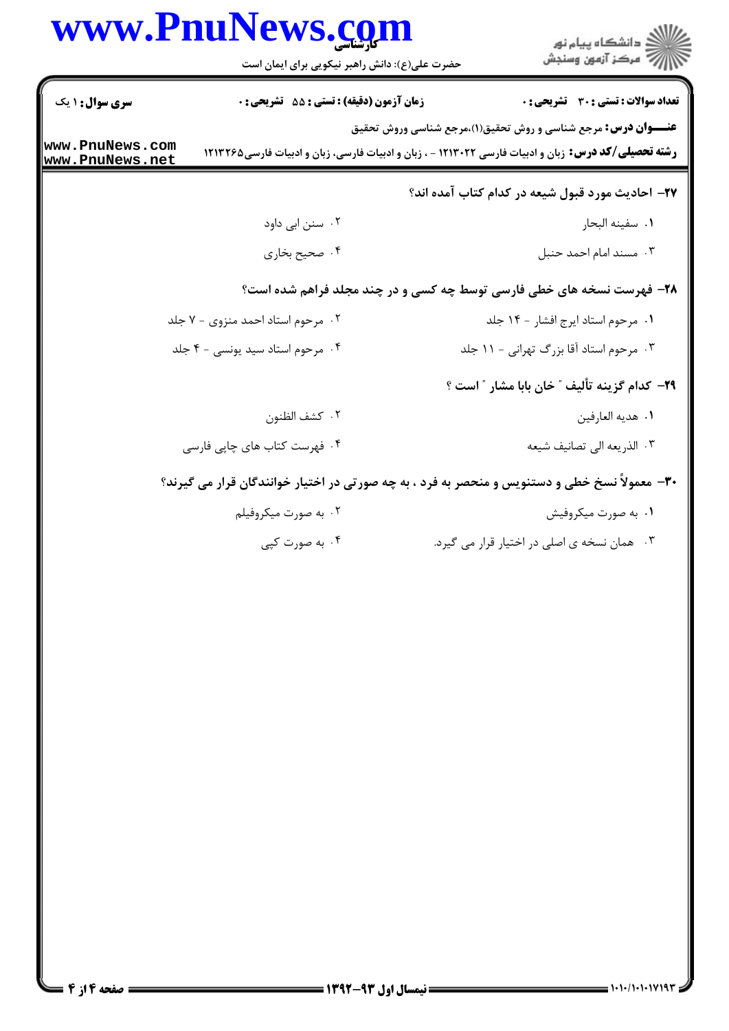**۲۷- احادیث مورد قبول شیعه در کدام کتاب آمده اند؟**

۱. سفینه البحار

۲. سنن ابی داود

۳. مسند امام احمد حنبل

۴. صحیح بخاری

**۲۸- فهرست نسخه های خطی فارسی توسط چه کسی و در چند مجلد فراهم شده است؟**

۱. مرحوم استاد ایرج افشار - ۱۴ جلد

۲. مرحوم استاد احمد منزوی - ۷ جلد

۳. مرحوم استاد آقا بزرگ تهرانی - ۱۱ جلد

۴. مرحوم استاد سید یونسی - ۴ جلد

**۲۹- کدام گزینه تألیف " خان بابا مشار " است ؟**

۱. هدیه العارفین

۲. کشف الظنون

۳. الذریعه الی تصانیف شیعه

۴. فهرست کتاب های چاپی فارسی

**۳۰- معمولاً نسخ خطی و دستنویس و منحصر به فرد ، به چه صورتی در اختیار خوانندگان قرار می گیرند؟**

۱. به صورت میکروفیش

۲. به صورت میکروفیلم

۳. همان نسخه ی اصلی در اختیار قرار می گیرد.

۴. به صورت کپی